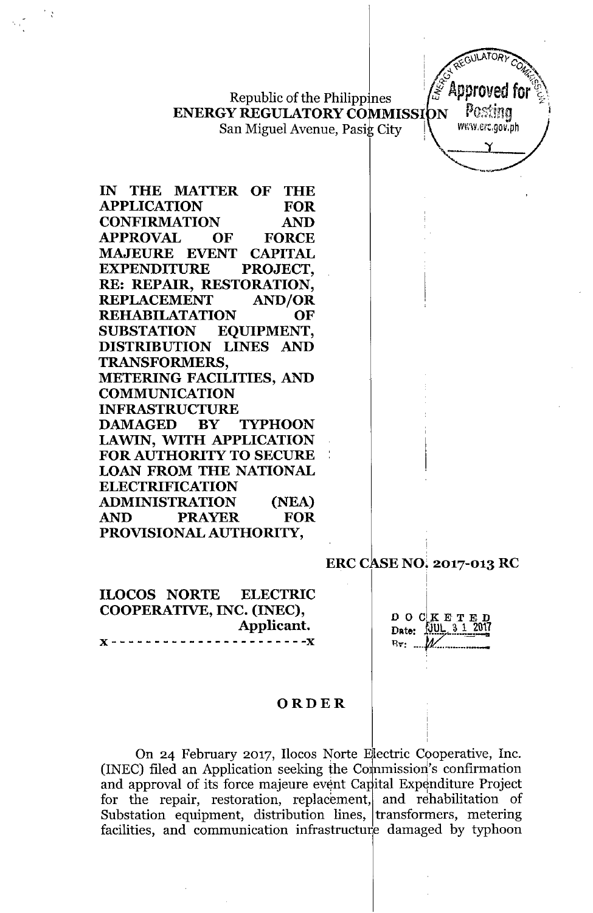Republic of the Philippines
**ENERGY REGULATORY COMMISSION**
San Miguel Avenue, Pasig City

**IN THE MATTER OF THE APPLICATION FOR CONFIRMATION AND APPROVAL OF FORCE MAJEURE EVENT CAPITAL EXPENDITURE PROJECT, RE: REPAIR, RESTORATION, REPLACEMENT AND/OR REHABILATATION OF SUBSTATION EQUIPMENT, DISTRIBUTION LINES AND TRANSFORMERS, METERING FACILITIES, AND COMMUNICATION INFRASTRUCTURE DAMAGED BY TYPHOON LAWIN, WITH APPLICATION FOR AUTHORITY TO SECURE LOAN FROM THE NATIONAL ELECTRIFICATION ADMINISTRATION (NEA) AND PRAYER FOR PROVISIONAL AUTHORITY,**

**ERC CASE NO. 2017-013 RC**

**ILOCOS NORTE ELECTRIC COOPERATIVE, INC. (INEC),**
**Applicant.**
x - - - - - - - - - - - - - - - - - - - - - - x

DOCKETED
Date: JUL 31 2017

# ORDER

On 24 February 2017, Ilocos Norte Electric Cooperative, Inc. (INEC) filed an Application seeking the Commission's confirmation and approval of its force majeure event Capital Expenditure Project for the repair, restoration, replacement, and rehabilitation of Substation equipment, distribution lines, transformers, metering facilities, and communication infrastructure damaged by typhoon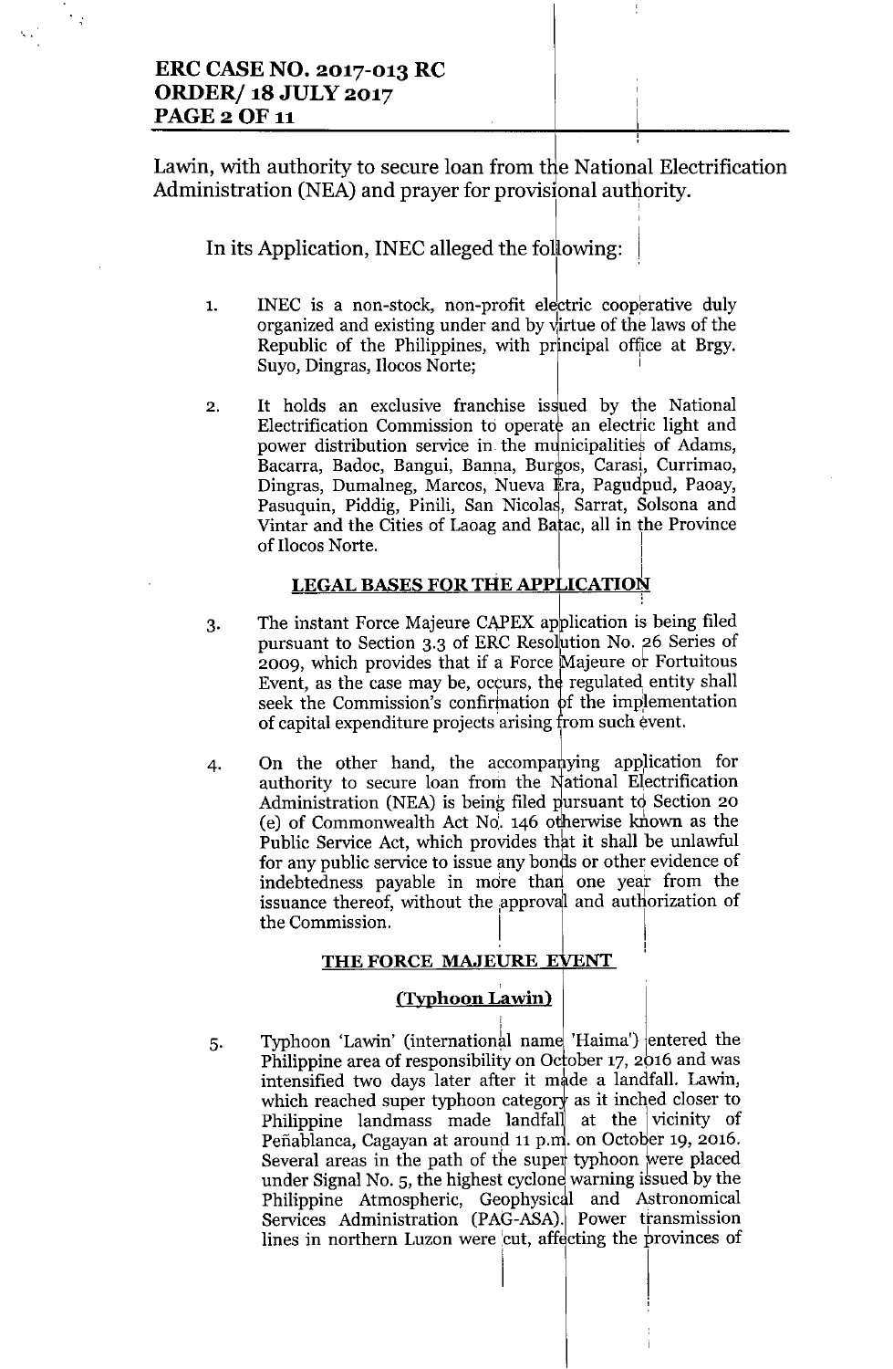Lawin, with authority to secure loan from the National Electrification Administration (NEA) and prayer for provisional authority.

In its Application, INEC alleged the following:

1. INEC is a non-stock, non-profit electric cooperative duly organized and existing under and by virtue of the laws of the Republic of the Philippines, with principal office at Brgy. Suyo, Dingras, Ilocos Norte;

2. It holds an exclusive franchise issued by the National Electrification Commission to operate an electric light and power distribution service in the municipalities of Adams, Bacarra, Badoc, Bangui, Banna, Burgos, Carasi, Currimao, Dingras, Dumalneg, Marcos, Nueva Era, Pagudpud, Paoay, Pasuquin, Piddig, Pinili, San Nicolas, Sarrat, Solsona and Vintar and the Cities of Laoag and Batac, all in the Province of Ilocos Norte.

## LEGAL BASES FOR THE APPLICATION

3. The instant Force Majeure CAPEX application is being filed pursuant to Section 3.3 of ERC Resolution No. 26 Series of 2009, which provides that if a Force Majeure or Fortuitous Event, as the case may be, occurs, the regulated entity shall seek the Commission's confirmation of the implementation of capital expenditure projects arising from such event.

4. On the other hand, the accompanying application for authority to secure loan from the National Electrification Administration (NEA) is being filed pursuant to Section 20 (e) of Commonwealth Act No. 146 otherwise known as the Public Service Act, which provides that it shall be unlawful for any public service to issue any bonds or other evidence of indebtedness payable in more than one year from the issuance thereof, without the approval and authorization of the Commission.

## THE FORCE MAJEURE EVENT

### (Typhoon Lawin)

5. Typhoon 'Lawin' (international name 'Haima') entered the Philippine area of responsibility on October 17, 2016 and was intensified two days later after it made a landfall. Lawin, which reached super typhoon category as it inched closer to Philippine landmass made landfall at the vicinity of Peñablanca, Cagayan at around 11 p.m. on October 19, 2016. Several areas in the path of the super typhoon were placed under Signal No. 5, the highest cyclone warning issued by the Philippine Atmospheric, Geophysical and Astronomical Services Administration (PAG-ASA). Power transmission lines in northern Luzon were cut, affecting the provinces of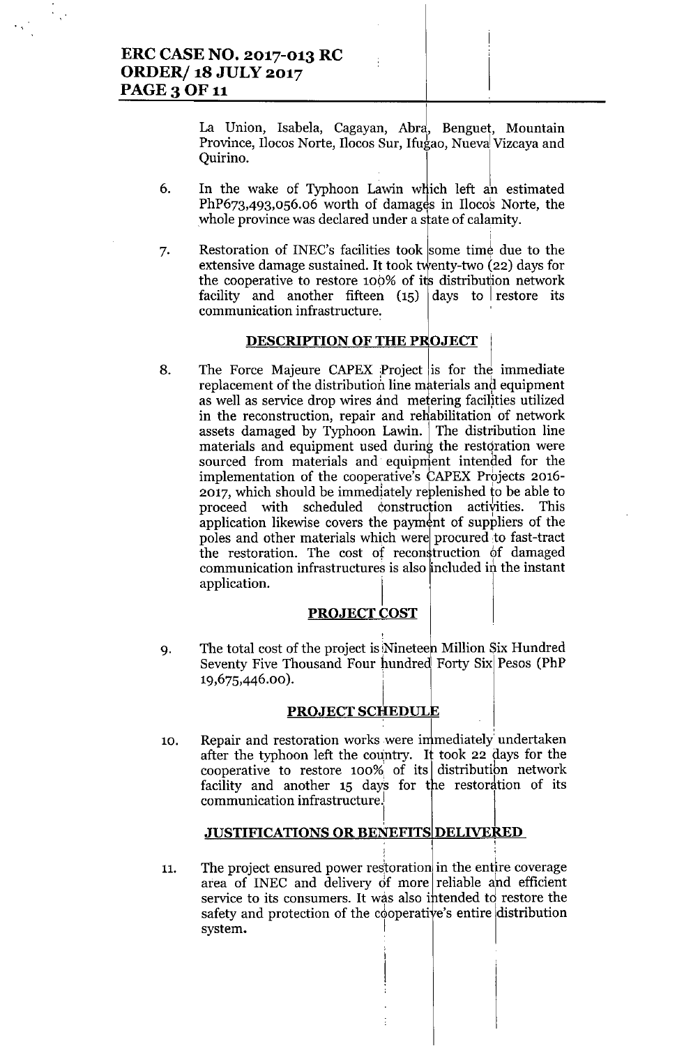La Union, Isabela, Cagayan, Abra, Benguet, Mountain Province, Ilocos Norte, Ilocos Sur, Ifugao, Nueva Vizcaya and Quirino.

6. In the wake of Typhoon Lawin which left an estimated PhP673,493,056.06 worth of damages in Ilocos Norte, the whole province was declared under a state of calamity.

7. Restoration of INEC's facilities took some time due to the extensive damage sustained. It took twenty-two (22) days for the cooperative to restore 100% of its distribution network facility and another fifteen (15) days to restore its communication infrastructure.

## DESCRIPTION OF THE PROJECT

8. The Force Majeure CAPEX Project is for the immediate replacement of the distribution line materials and equipment as well as service drop wires and metering facilities utilized in the reconstruction, repair and rehabilitation of network assets damaged by Typhoon Lawin. The distribution line materials and equipment used during the restoration were sourced from materials and equipment intended for the implementation of the cooperative's CAPEX Projects 2016-2017, which should be immediately replenished to be able to proceed with scheduled construction activities. This application likewise covers the payment of suppliers of the poles and other materials which were procured to fast-tract the restoration. The cost of reconstruction of damaged communication infrastructures is also included in the instant application.

## PROJECT COST

9. The total cost of the project is Nineteen Million Six Hundred Seventy Five Thousand Four hundred Forty Six Pesos (PhP 19,675,446.00).

## PROJECT SCHEDULE

10. Repair and restoration works were immediately undertaken after the typhoon left the country. It took 22 days for the cooperative to restore 100% of its distribution network facility and another 15 days for the restoration of its communication infrastructure.

## JUSTIFICATIONS OR BENEFITS DELIVERED

11. The project ensured power restoration in the entire coverage area of INEC and delivery of more reliable and efficient service to its consumers. It was also intended to restore the safety and protection of the cooperative's entire distribution system.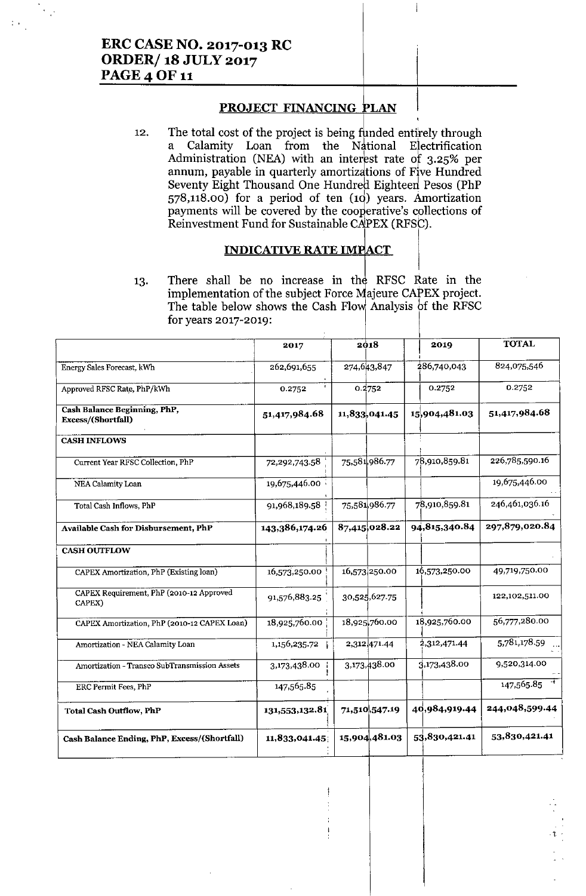## PROJECT FINANCING PLAN

12. The total cost of the project is being funded entirely through a Calamity Loan from the National Electrification Administration (NEA) with an interest rate of 3.25% per annum, payable in quarterly amortizations of Five Hundred Seventy Eight Thousand One Hundred Eighteen Pesos (PhP 578,118.00) for a period of ten (10) years. Amortization payments will be covered by the cooperative's collections of Reinvestment Fund for Sustainable CAPEX (RFSC).

## INDICATIVE RATE IMPACT

13. There shall be no increase in the RFSC Rate in the implementation of the subject Force Majeure CAPEX project. The table below shows the Cash Flow Analysis of the RFSC for years 2017-2019:

| | 2017 | 2018 | 2019 | TOTAL |
|---|---|---|---|---|
| Energy Sales Forecast, kWh | 262,691,655 | 274,643,847 | 286,740,043 | 824,075,546 |
| Approved RFSC Rate, PhP/kWh | 0.2752 | 0.2752 | 0.2752 | 0.2752 |
| **Cash Balance Beginning, PhP, Excess/(Shortfall)** | **51,417,984.68** | **11,833,041.45** | **15,904,481.03** | **51,417,984.68** |
| **CASH INFLOWS** | | | | |
| Current Year RFSC Collection, PhP | 72,292,743.58 | 75,581,986.77 | 78,910,859.81 | 226,785,590.16 |
| NEA Calamity Loan | 19,675,446.00 | | | 19,675,446.00 |
| Total Cash Inflows, PhP | 91,968,189.58 | 75,581,986.77 | 78,910,859.81 | 246,461,036.16 |
| **Available Cash for Disbursement, PhP** | **143,386,174.26** | **87,415,028.22** | **94,815,340.84** | **297,879,020.84** |
| **CASH OUTFLOW** | | | | |
| CAPEX Amortization, PhP (Existing loan) | 16,573,250.00 | 16,573,250.00 | 16,573,250.00 | 49,719,750.00 |
| CAPEX Requirement, PhP (2010-12 Approved CAPEX) | 91,576,883.25 | 30,525,627.75 | | 122,102,511.00 |
| CAPEX Amortization, PhP (2010-12 CAPEX Loan) | 18,925,760.00 | 18,925,760.00 | 18,925,760.00 | 56,777,280.00 |
| Amortization - NEA Calamity Loan | 1,156,235.72 | 2,312,471.44 | 2,312,471.44 | 5,781,178.59 |
| Amortization - Transco SubTransmission Assets | 3,173,438.00 | 3,173,438.00 | 3,173,438.00 | 9,520,314.00 |
| ERC Permit Fees, PhP | 147,565.85 | | | 147,565.85 |
| **Total Cash Outflow, PhP** | **131,553,132.81** | **71,510,547.19** | **40,984,919.44** | **244,048,599.44** |
| **Cash Balance Ending, PhP, Excess/(Shortfall)** | **11,833,041.45** | **15,904,481.03** | **53,830,421.41** | **53,830,421.41** |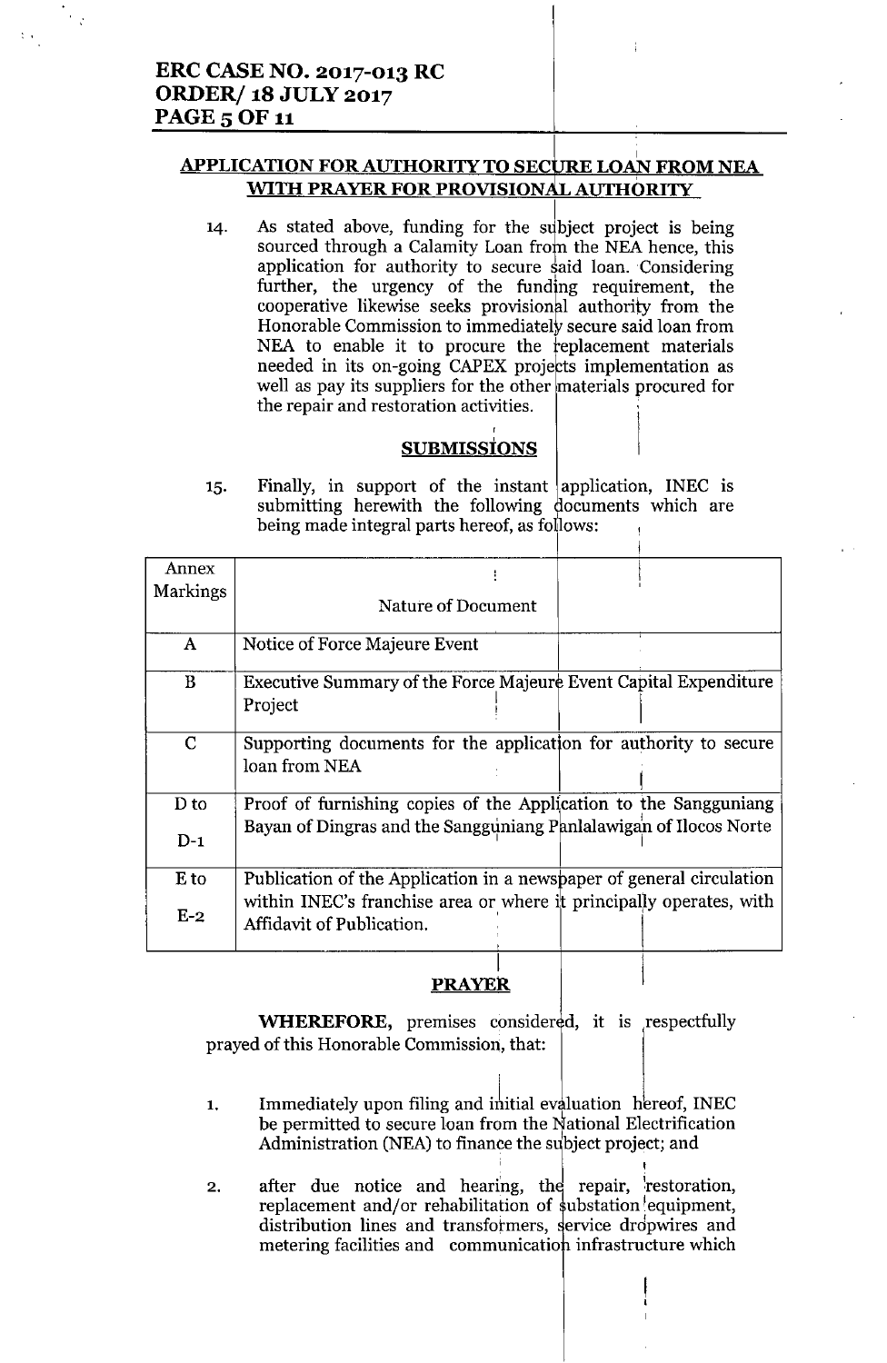## APPLICATION FOR AUTHORITY TO SECURE LOAN FROM NEA WITH PRAYER FOR PROVISIONAL AUTHORITY

14. As stated above, funding for the subject project is being sourced through a Calamity Loan from the NEA hence, this application for authority to secure said loan. Considering further, the urgency of the funding requirement, the cooperative likewise seeks provisional authority from the Honorable Commission to immediately secure said loan from NEA to enable it to procure the replacement materials needed in its on-going CAPEX projects implementation as well as pay its suppliers for the other materials procured for the repair and restoration activities.

## SUBMISSIONS

15. Finally, in support of the instant application, INEC is submitting herewith the following documents which are being made integral parts hereof, as follows:

| Annex Markings | Nature of Document |
|---|---|
| A | Notice of Force Majeure Event |
| B | Executive Summary of the Force Majeure Event Capital Expenditure Project |
| C | Supporting documents for the application for authority to secure loan from NEA |
| D to D-1 | Proof of furnishing copies of the Application to the Sangguniang Bayan of Dingras and the Sangguniang Panlalawigan of Ilocos Norte |
| E to E-2 | Publication of the Application in a newspaper of general circulation within INEC's franchise area or where it principally operates, with Affidavit of Publication. |

## PRAYER

**WHEREFORE,** premises considered, it is respectfully prayed of this Honorable Commission, that:

1. Immediately upon filing and initial evaluation hereof, INEC be permitted to secure loan from the National Electrification Administration (NEA) to finance the subject project; and

2. after due notice and hearing, the repair, restoration, replacement and/or rehabilitation of substation equipment, distribution lines and transformers, service dropwires and metering facilities and communication infrastructure which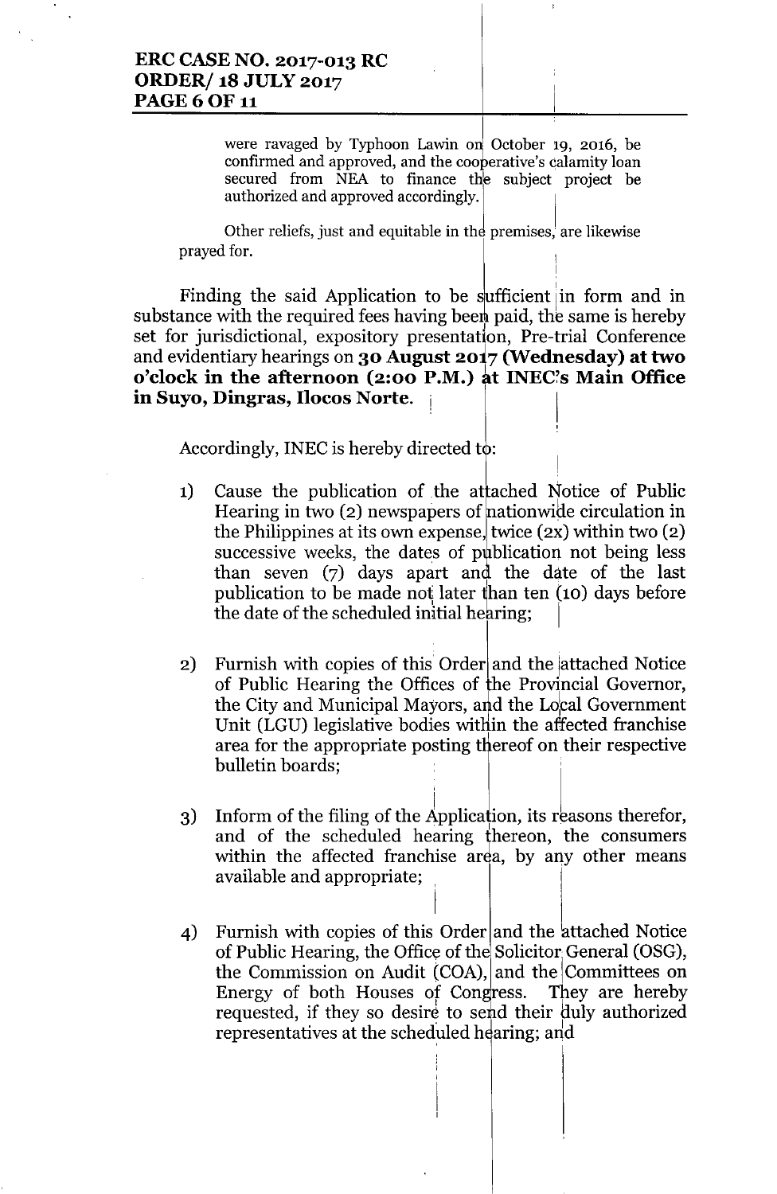were ravaged by Typhoon Lawin on October 19, 2016, be confirmed and approved, and the cooperative's calamity loan secured from NEA to finance the subject project be authorized and approved accordingly.

Other reliefs, just and equitable in the premises, are likewise prayed for.

Finding the said Application to be sufficient in form and in substance with the required fees having been paid, the same is hereby set for jurisdictional, expository presentation, Pre-trial Conference and evidentiary hearings on **30 August 2017 (Wednesday) at two o'clock in the afternoon (2:00 P.M.) at INEC's Main Office in Suyo, Dingras, Ilocos Norte.**

Accordingly, INEC is hereby directed to:

1) Cause the publication of the attached Notice of Public Hearing in two (2) newspapers of nationwide circulation in the Philippines at its own expense, twice (2x) within two (2) successive weeks, the dates of publication not being less than seven (7) days apart and the date of the last publication to be made not later than ten (10) days before the date of the scheduled initial hearing;

2) Furnish with copies of this Order and the attached Notice of Public Hearing the Offices of the Provincial Governor, the City and Municipal Mayors, and the Local Government Unit (LGU) legislative bodies within the affected franchise area for the appropriate posting thereof on their respective bulletin boards;

3) Inform of the filing of the Application, its reasons therefor, and of the scheduled hearing thereon, the consumers within the affected franchise area, by any other means available and appropriate;

4) Furnish with copies of this Order and the attached Notice of Public Hearing, the Office of the Solicitor General (OSG), the Commission on Audit (COA), and the Committees on Energy of both Houses of Congress. They are hereby requested, if they so desire to send their duly authorized representatives at the scheduled hearing; and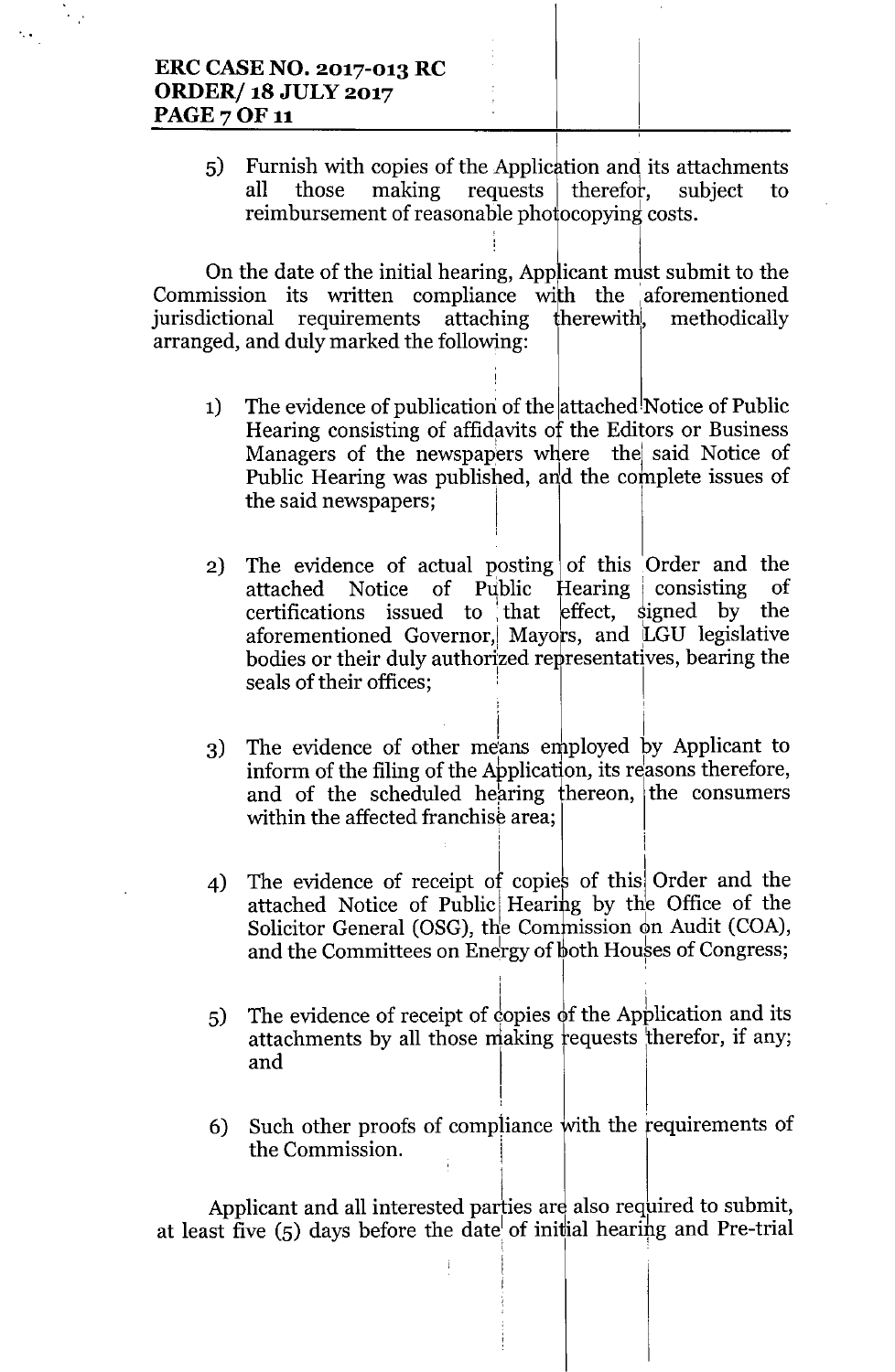5) Furnish with copies of the Application and its attachments all those making requests therefor, subject to reimbursement of reasonable photocopying costs.

On the date of the initial hearing, Applicant must submit to the Commission its written compliance with the aforementioned jurisdictional requirements attaching therewith, methodically arranged, and duly marked the following:

1) The evidence of publication of the attached Notice of Public Hearing consisting of affidavits of the Editors or Business Managers of the newspapers where the said Notice of Public Hearing was published, and the complete issues of the said newspapers;

2) The evidence of actual posting of this Order and the attached Notice of Public Hearing consisting of certifications issued to that effect, signed by the aforementioned Governor, Mayors, and LGU legislative bodies or their duly authorized representatives, bearing the seals of their offices;

3) The evidence of other means employed by Applicant to inform of the filing of the Application, its reasons therefore, and of the scheduled hearing thereon, the consumers within the affected franchise area;

4) The evidence of receipt of copies of this Order and the attached Notice of Public Hearing by the Office of the Solicitor General (OSG), the Commission on Audit (COA), and the Committees on Energy of both Houses of Congress;

5) The evidence of receipt of copies of the Application and its attachments by all those making requests therefor, if any; and

6) Such other proofs of compliance with the requirements of the Commission.

Applicant and all interested parties are also required to submit, at least five (5) days before the date of initial hearing and Pre-trial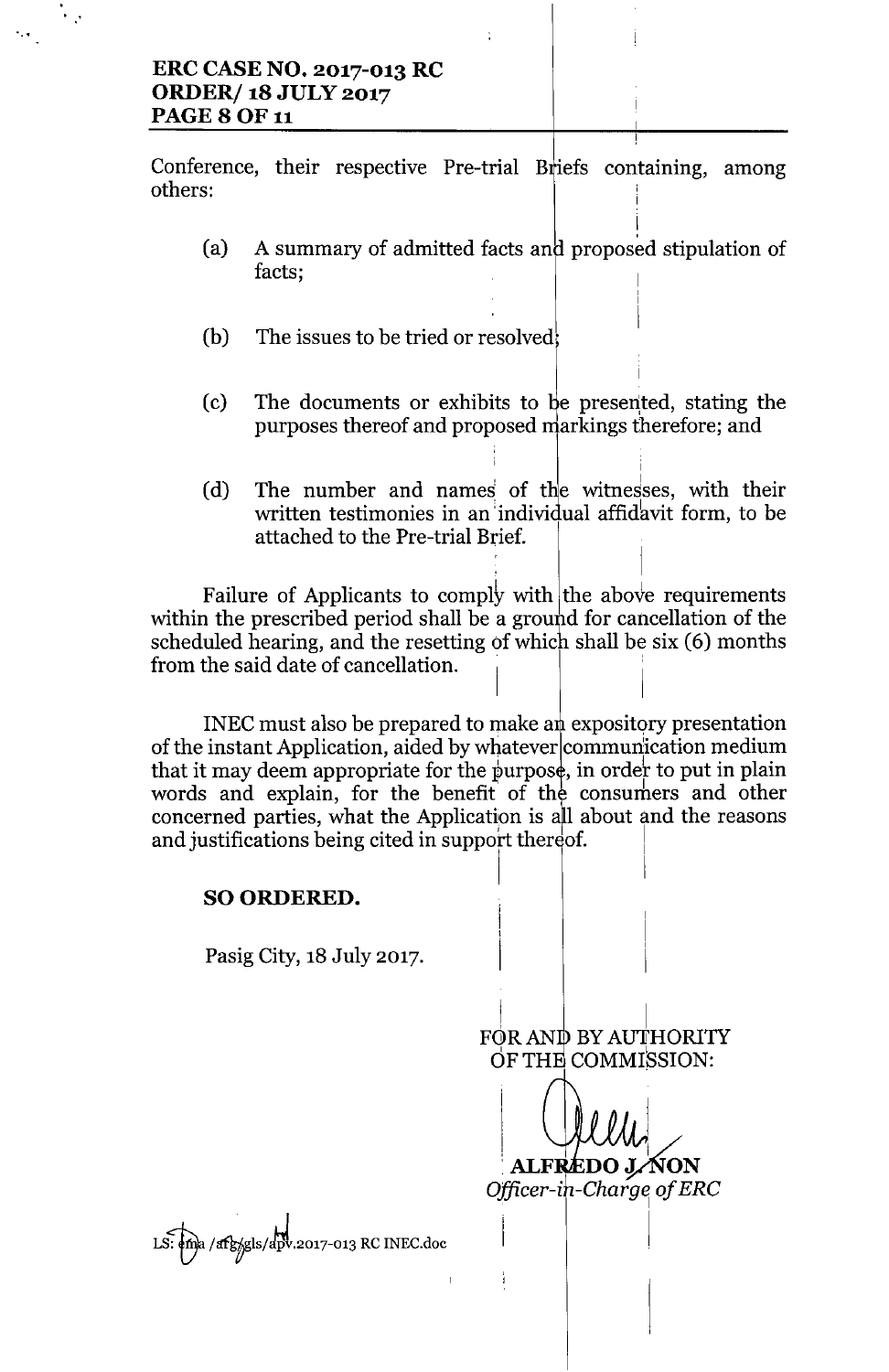Conference, their respective Pre-trial Briefs containing, among others:

(a) A summary of admitted facts and proposed stipulation of facts;

(b) The issues to be tried or resolved;

(c) The documents or exhibits to be presented, stating the purposes thereof and proposed markings therefore; and

(d) The number and names of the witnesses, with their written testimonies in an individual affidavit form, to be attached to the Pre-trial Brief.

Failure of Applicants to comply with the above requirements within the prescribed period shall be a ground for cancellation of the scheduled hearing, and the resetting of which shall be six (6) months from the said date of cancellation.

INEC must also be prepared to make an expository presentation of the instant Application, aided by whatever communication medium that it may deem appropriate for the purpose, in order to put in plain words and explain, for the benefit of the consumers and other concerned parties, what the Application is all about and the reasons and justifications being cited in support thereof.

**SO ORDERED.**

Pasig City, 18 July 2017.

FOR AND BY AUTHORITY
OF THE COMMISSION:

**ALFREDO J. NON**
*Officer-in-Charge of ERC*

LS: ema /afg/gls/apv.2017-013 RC INEC.doc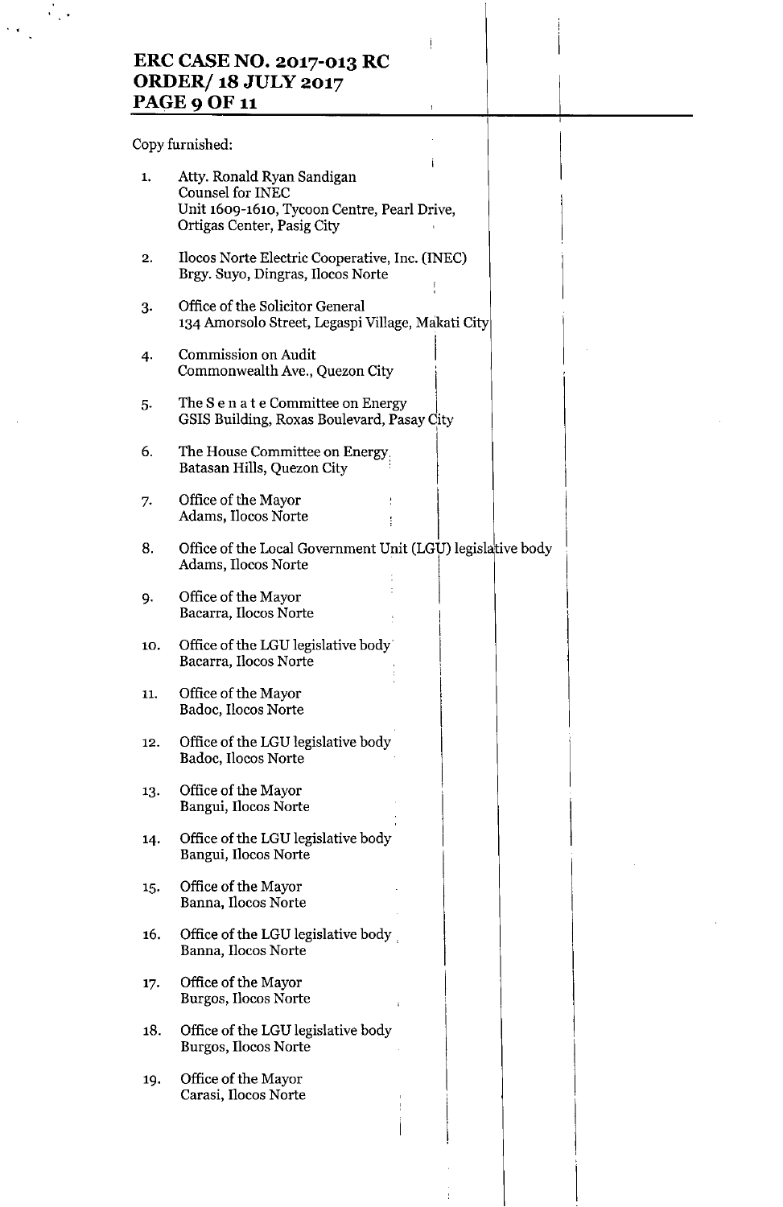Copy furnished:

1. Atty. Ronald Ryan Sandigan
   Counsel for INEC
   Unit 1609-1610, Tycoon Centre, Pearl Drive,
   Ortigas Center, Pasig City

2. Ilocos Norte Electric Cooperative, Inc. (INEC)
   Brgy. Suyo, Dingras, Ilocos Norte

3. Office of the Solicitor General
   134 Amorsolo Street, Legaspi Village, Makati City

4. Commission on Audit
   Commonwealth Ave., Quezon City

5. The S e n a t e Committee on Energy
   GSIS Building, Roxas Boulevard, Pasay City

6. The House Committee on Energy
   Batasan Hills, Quezon City

7. Office of the Mayor
   Adams, Ilocos Norte

8. Office of the Local Government Unit (LGU) legislative body
   Adams, Ilocos Norte

9. Office of the Mayor
   Bacarra, Ilocos Norte

10. Office of the LGU legislative body
    Bacarra, Ilocos Norte

11. Office of the Mayor
    Badoc, Ilocos Norte

12. Office of the LGU legislative body
    Badoc, Ilocos Norte

13. Office of the Mayor
    Bangui, Ilocos Norte

14. Office of the LGU legislative body
    Bangui, Ilocos Norte

15. Office of the Mayor
    Banna, Ilocos Norte

16. Office of the LGU legislative body
    Banna, Ilocos Norte

17. Office of the Mayor
    Burgos, Ilocos Norte

18. Office of the LGU legislative body
    Burgos, Ilocos Norte

19. Office of the Mayor
    Carasi, Ilocos Norte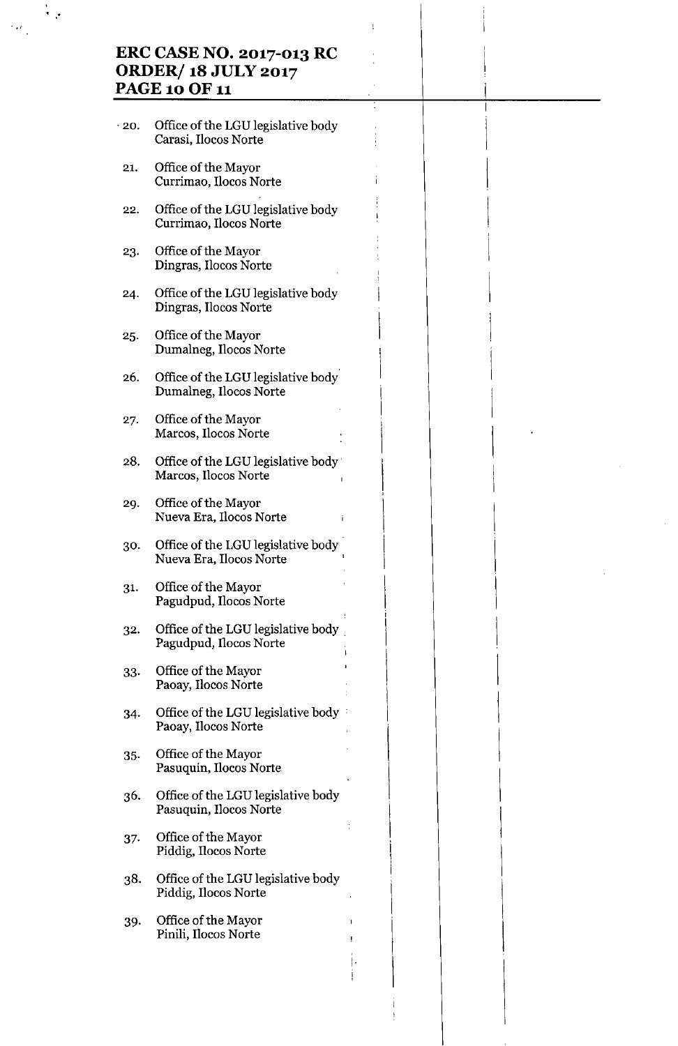20. Office of the LGU legislative body
    Carasi, Ilocos Norte

21. Office of the Mayor
    Currimao, Ilocos Norte

22. Office of the LGU legislative body
    Currimao, Ilocos Norte

23. Office of the Mayor
    Dingras, Ilocos Norte

24. Office of the LGU legislative body
    Dingras, Ilocos Norte

25. Office of the Mayor
    Dumalneg, Ilocos Norte

26. Office of the LGU legislative body
    Dumalneg, Ilocos Norte

27. Office of the Mayor
    Marcos, Ilocos Norte

28. Office of the LGU legislative body
    Marcos, Ilocos Norte

29. Office of the Mayor
    Nueva Era, Ilocos Norte

30. Office of the LGU legislative body
    Nueva Era, Ilocos Norte

31. Office of the Mayor
    Pagudpud, Ilocos Norte

32. Office of the LGU legislative body
    Pagudpud, Ilocos Norte

33. Office of the Mayor
    Paoay, Ilocos Norte

34. Office of the LGU legislative body
    Paoay, Ilocos Norte

35. Office of the Mayor
    Pasuquin, Ilocos Norte

36. Office of the LGU legislative body
    Pasuquin, Ilocos Norte

37. Office of the Mayor
    Piddig, Ilocos Norte

38. Office of the LGU legislative body
    Piddig, Ilocos Norte

39. Office of the Mayor
    Pinili, Ilocos Norte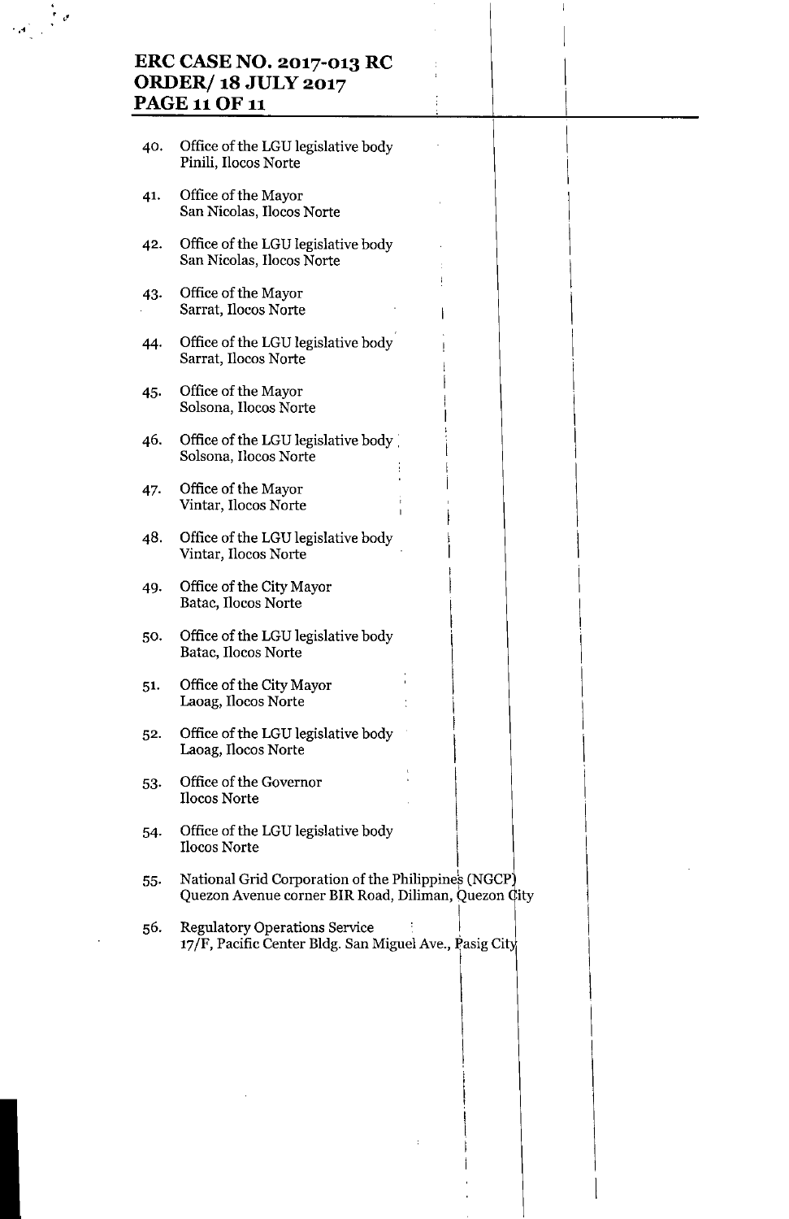40. Office of the LGU legislative body
    Pinili, Ilocos Norte

41. Office of the Mayor
    San Nicolas, Ilocos Norte

42. Office of the LGU legislative body
    San Nicolas, Ilocos Norte

43. Office of the Mayor
    Sarrat, Ilocos Norte

44. Office of the LGU legislative body
    Sarrat, Ilocos Norte

45. Office of the Mayor
    Solsona, Ilocos Norte

46. Office of the LGU legislative body
    Solsona, Ilocos Norte

47. Office of the Mayor
    Vintar, Ilocos Norte

48. Office of the LGU legislative body
    Vintar, Ilocos Norte

49. Office of the City Mayor
    Batac, Ilocos Norte

50. Office of the LGU legislative body
    Batac, Ilocos Norte

51. Office of the City Mayor
    Laoag, Ilocos Norte

52. Office of the LGU legislative body
    Laoag, Ilocos Norte

53. Office of the Governor
    Ilocos Norte

54. Office of the LGU legislative body
    Ilocos Norte

55. National Grid Corporation of the Philippines (NGCP)
    Quezon Avenue corner BIR Road, Diliman, Quezon City

56. Regulatory Operations Service
    17/F, Pacific Center Bldg. San Miguel Ave., Pasig City